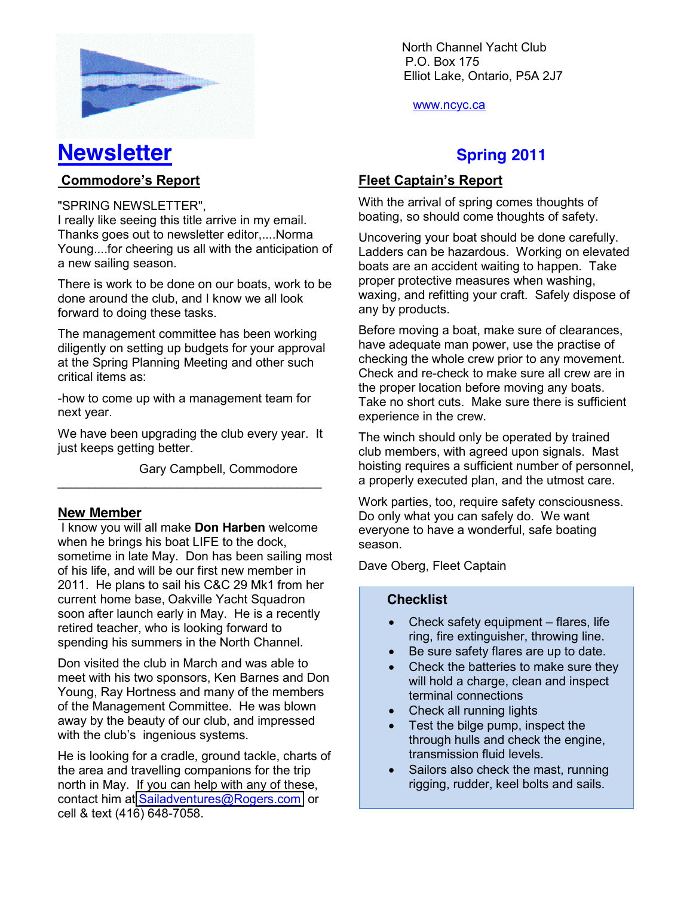North Channel Yacht Club
P.O. Box 175
Elliot Lake, Ontario, P5A 2J7

www.ncyc.ca

# Newsletter

## Spring 2011

### Commodore's Report

"SPRING NEWSLETTER",
I really like seeing this title arrive in my email. Thanks goes out to newsletter editor,....Norma Young....for cheering us all with the anticipation of a new sailing season.

There is work to be done on our boats, work to be done around the club, and I know we all look forward to doing these tasks.

The management committee has been working diligently on setting up budgets for your approval at the Spring Planning Meeting and other such critical items as:

-how to come up with a management team for next year.

We have been upgrading the club every year. It just keeps getting better.

Gary Campbell, Commodore

---

### New Member

I know you will all make **Don Harben** welcome when he brings his boat LIFE to the dock, sometime in late May. Don has been sailing most of his life, and will be our first new member in 2011. He plans to sail his C&C 29 Mk1 from her current home base, Oakville Yacht Squadron soon after launch early in May. He is a recently retired teacher, who is looking forward to spending his summers in the North Channel.

Don visited the club in March and was able to meet with his two sponsors, Ken Barnes and Don Young, Ray Hortness and many of the members of the Management Committee. He was blown away by the beauty of our club, and impressed with the club's ingenious systems.

He is looking for a cradle, ground tackle, charts of the area and travelling companions for the trip north in May. If you can help with any of these, contact him at Sailadventures@Rogers.com or cell & text (416) 648-7058.

### Fleet Captain's Report

With the arrival of spring comes thoughts of boating, so should come thoughts of safety.

Uncovering your boat should be done carefully. Ladders can be hazardous. Working on elevated boats are an accident waiting to happen. Take proper protective measures when washing, waxing, and refitting your craft. Safely dispose of any by products.

Before moving a boat, make sure of clearances, have adequate man power, use the practise of checking the whole crew prior to any movement. Check and re-check to make sure all crew are in the proper location before moving any boats. Take no short cuts. Make sure there is sufficient experience in the crew.

The winch should only be operated by trained club members, with agreed upon signals. Mast hoisting requires a sufficient number of personnel, a properly executed plan, and the utmost care.

Work parties, too, require safety consciousness. Do only what you can safely do. We want everyone to have a wonderful, safe boating season.

Dave Oberg, Fleet Captain

### Checklist

- Check safety equipment – flares, life ring, fire extinguisher, throwing line.
- Be sure safety flares are up to date.
- Check the batteries to make sure they will hold a charge, clean and inspect terminal connections
- Check all running lights
- Test the bilge pump, inspect the through hulls and check the engine, transmission fluid levels.
- Sailors also check the mast, running rigging, rudder, keel bolts and sails.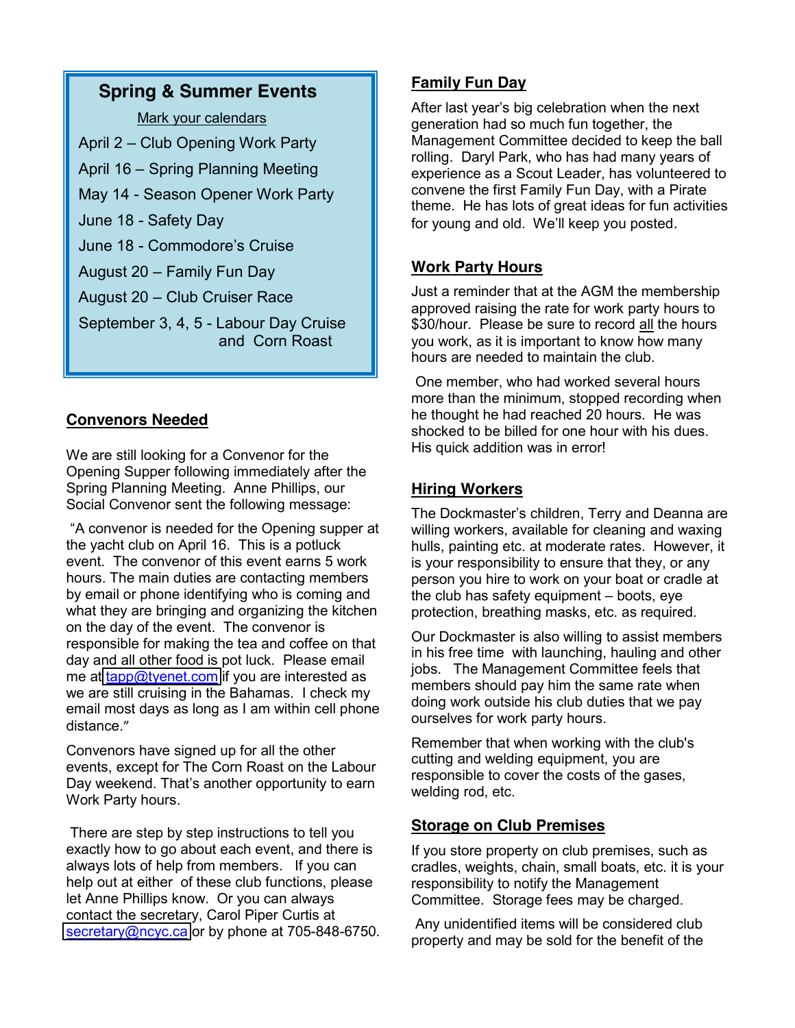## Spring & Summer Events

Mark your calendars

April 2 – Club Opening Work Party

April 16 – Spring Planning Meeting

May 14 - Season Opener Work Party

June 18 - Safety Day

June 18 - Commodore's Cruise

August 20 – Family Fun Day

August 20 – Club Cruiser Race

September 3, 4, 5 - Labour Day Cruise and Corn Roast

## Convenors Needed

We are still looking for a Convenor for the Opening Supper following immediately after the Spring Planning Meeting. Anne Phillips, our Social Convenor sent the following message:

"A convenor is needed for the Opening supper at the yacht club on April 16. This is a potluck event. The convenor of this event earns 5 work hours. The main duties are contacting members by email or phone identifying who is coming and what they are bringing and organizing the kitchen on the day of the event. The convenor is responsible for making the tea and coffee on that day and all other food is pot luck. Please email me at tapp@tyenet.com if you are interested as we are still cruising in the Bahamas. I check my email most days as long as I am within cell phone distance."

Convenors have signed up for all the other events, except for The Corn Roast on the Labour Day weekend. That's another opportunity to earn Work Party hours.

There are step by step instructions to tell you exactly how to go about each event, and there is always lots of help from members. If you can help out at either of these club functions, please let Anne Phillips know. Or you can always contact the secretary, Carol Piper Curtis at secretary@ncyc.ca or by phone at 705-848-6750.

## Family Fun Day

After last year's big celebration when the next generation had so much fun together, the Management Committee decided to keep the ball rolling. Daryl Park, who has had many years of experience as a Scout Leader, has volunteered to convene the first Family Fun Day, with a Pirate theme. He has lots of great ideas for fun activities for young and old. We'll keep you posted.

## Work Party Hours

Just a reminder that at the AGM the membership approved raising the rate for work party hours to $30/hour. Please be sure to record all the hours you work, as it is important to know how many hours are needed to maintain the club.

One member, who had worked several hours more than the minimum, stopped recording when he thought he had reached 20 hours. He was shocked to be billed for one hour with his dues. His quick addition was in error!

## Hiring Workers

The Dockmaster's children, Terry and Deanna are willing workers, available for cleaning and waxing hulls, painting etc. at moderate rates. However, it is your responsibility to ensure that they, or any person you hire to work on your boat or cradle at the club has safety equipment – boots, eye protection, breathing masks, etc. as required.

Our Dockmaster is also willing to assist members in his free time with launching, hauling and other jobs. The Management Committee feels that members should pay him the same rate when doing work outside his club duties that we pay ourselves for work party hours.

Remember that when working with the club's cutting and welding equipment, you are responsible to cover the costs of the gases, welding rod, etc.

## Storage on Club Premises

If you store property on club premises, such as cradles, weights, chain, small boats, etc. it is your responsibility to notify the Management Committee. Storage fees may be charged.

Any unidentified items will be considered club property and may be sold for the benefit of the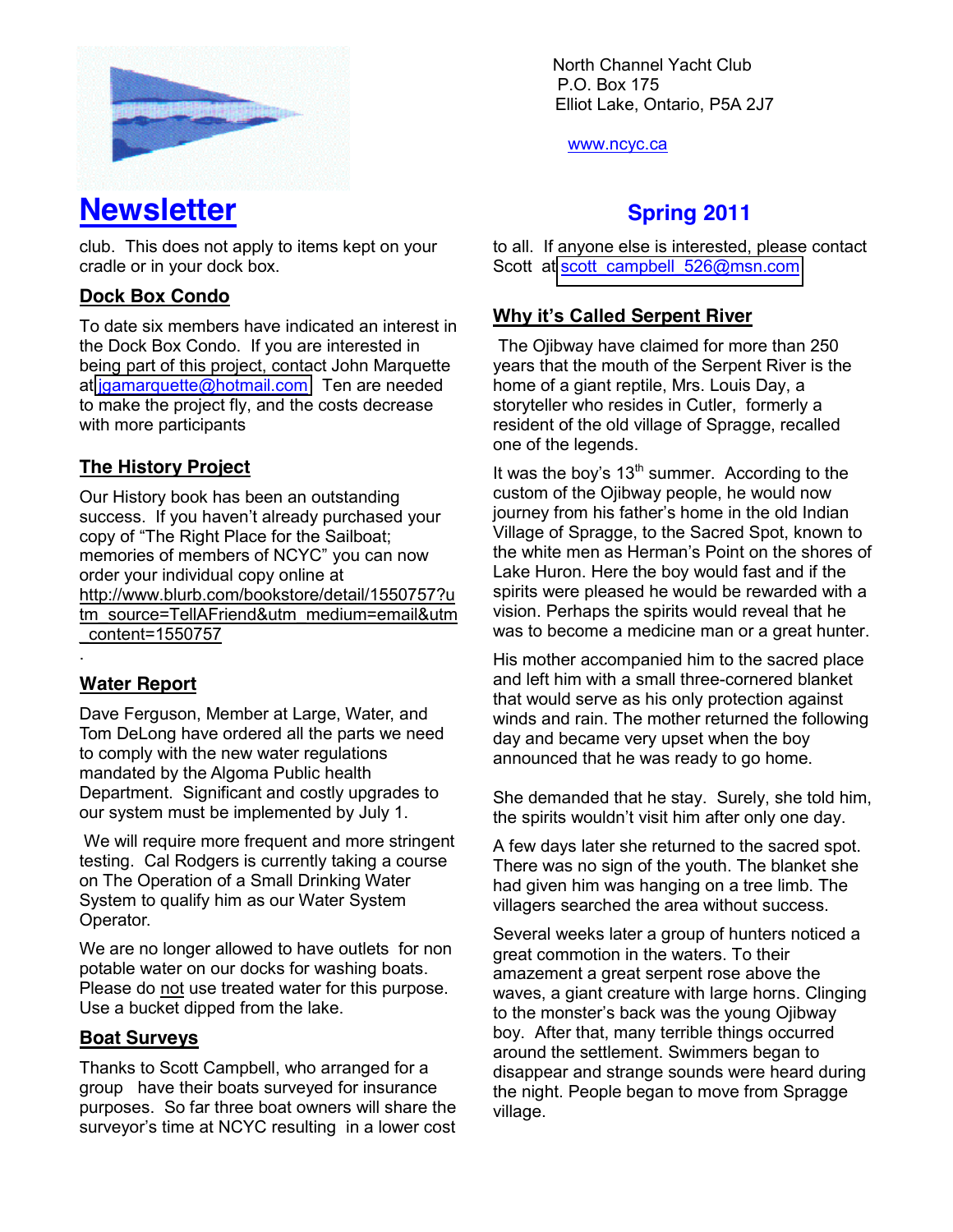North Channel Yacht Club
P.O. Box 175
Elliot Lake, Ontario, P5A 2J7

www.ncyc.ca

# Newsletter

## Spring 2011

club. This does not apply to items kept on your cradle or in your dock box.

### Dock Box Condo

To date six members have indicated an interest in the Dock Box Condo. If you are interested in being part of this project, contact John Marquette at jgamarquette@hotmail.com. Ten are needed to make the project fly, and the costs decrease with more participants

### The History Project

Our History book has been an outstanding success. If you haven't already purchased your copy of "The Right Place for the Sailboat; memories of members of NCYC" you can now order your individual copy online at http://www.blurb.com/bookstore/detail/1550757?utm_source=TellAFriend&utm_medium=email&utm_content=1550757

.

### Water Report

Dave Ferguson, Member at Large, Water, and Tom DeLong have ordered all the parts we need to comply with the new water regulations mandated by the Algoma Public health Department. Significant and costly upgrades to our system must be implemented by July 1.

We will require more frequent and more stringent testing. Cal Rodgers is currently taking a course on The Operation of a Small Drinking Water System to qualify him as our Water System Operator.

We are no longer allowed to have outlets for non potable water on our docks for washing boats. Please do not use treated water for this purpose. Use a bucket dipped from the lake.

### Boat Surveys

Thanks to Scott Campbell, who arranged for a group have their boats surveyed for insurance purposes. So far three boat owners will share the surveyor's time at NCYC resulting in a lower cost to all. If anyone else is interested, please contact Scott at scott_campbell_526@msn.com

### Why it's Called Serpent River

The Ojibway have claimed for more than 250 years that the mouth of the Serpent River is the home of a giant reptile, Mrs. Louis Day, a storyteller who resides in Cutler, formerly a resident of the old village of Spragge, recalled one of the legends.

It was the boy's 13th summer. According to the custom of the Ojibway people, he would now journey from his father's home in the old Indian Village of Spragge, to the Sacred Spot, known to the white men as Herman's Point on the shores of Lake Huron. Here the boy would fast and if the spirits were pleased he would be rewarded with a vision. Perhaps the spirits would reveal that he was to become a medicine man or a great hunter.

His mother accompanied him to the sacred place and left him with a small three-cornered blanket that would serve as his only protection against winds and rain. The mother returned the following day and became very upset when the boy announced that he was ready to go home.

She demanded that he stay. Surely, she told him, the spirits wouldn't visit him after only one day.

A few days later she returned to the sacred spot. There was no sign of the youth. The blanket she had given him was hanging on a tree limb. The villagers searched the area without success.

Several weeks later a group of hunters noticed a great commotion in the waters. To their amazement a great serpent rose above the waves, a giant creature with large horns. Clinging to the monster's back was the young Ojibway boy. After that, many terrible things occurred around the settlement. Swimmers began to disappear and strange sounds were heard during the night. People began to move from Spragge village.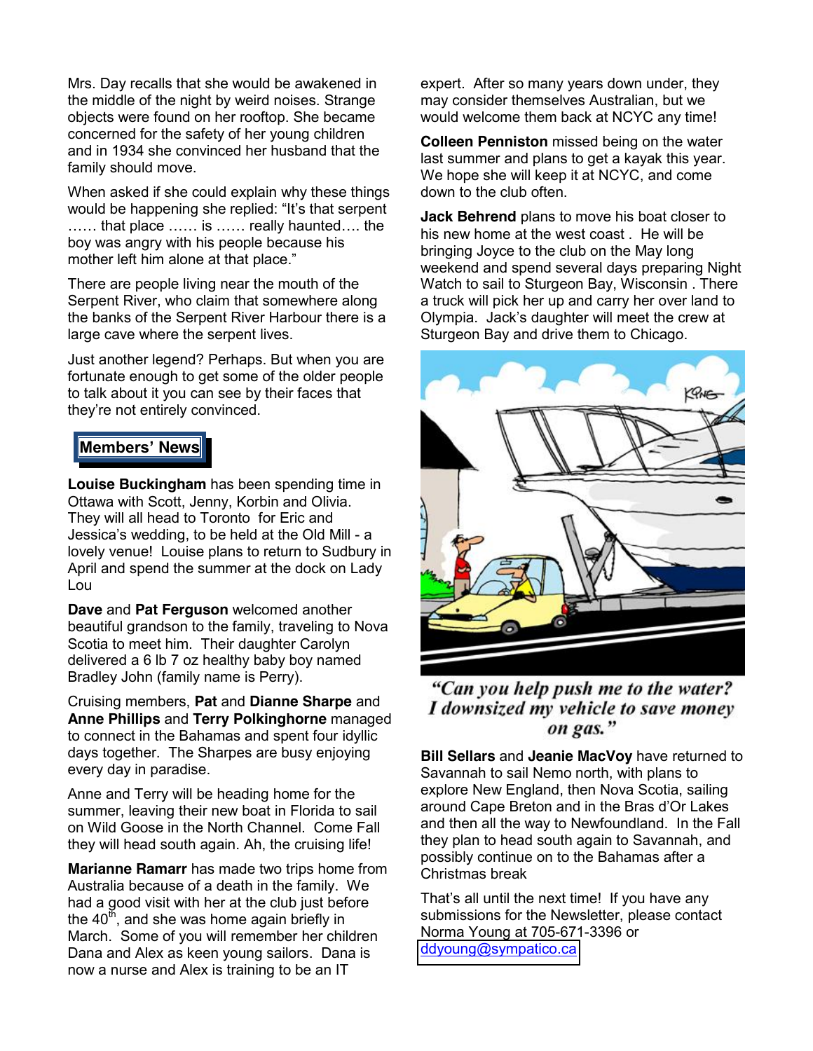Mrs. Day recalls that she would be awakened in the middle of the night by weird noises. Strange objects were found on her rooftop. She became concerned for the safety of her young children and in 1934 she convinced her husband that the family should move.

When asked if she could explain why these things would be happening she replied: "It's that serpent …… that place …… is …… really haunted…. the boy was angry with his people because his mother left him alone at that place."

There are people living near the mouth of the Serpent River, who claim that somewhere along the banks of the Serpent River Harbour there is a large cave where the serpent lives.

Just another legend? Perhaps. But when you are fortunate enough to get some of the older people to talk about it you can see by their faces that they're not entirely convinced.

## Members' News

**Louise Buckingham** has been spending time in Ottawa with Scott, Jenny, Korbin and Olivia. They will all head to Toronto for Eric and Jessica's wedding, to be held at the Old Mill - a lovely venue! Louise plans to return to Sudbury in April and spend the summer at the dock on Lady Lou

**Dave** and **Pat Ferguson** welcomed another beautiful grandson to the family, traveling to Nova Scotia to meet him. Their daughter Carolyn delivered a 6 lb 7 oz healthy baby boy named Bradley John (family name is Perry).

Cruising members, **Pat** and **Dianne Sharpe** and **Anne Phillips** and **Terry Polkinghorne** managed to connect in the Bahamas and spent four idyllic days together. The Sharpes are busy enjoying every day in paradise.

Anne and Terry will be heading home for the summer, leaving their new boat in Florida to sail on Wild Goose in the North Channel. Come Fall they will head south again. Ah, the cruising life!

**Marianne Ramarr** has made two trips home from Australia because of a death in the family. We had a good visit with her at the club just before the 40th, and she was home again briefly in March. Some of you will remember her children Dana and Alex as keen young sailors. Dana is now a nurse and Alex is training to be an IT expert. After so many years down under, they may consider themselves Australian, but we would welcome them back at NCYC any time!

**Colleen Penniston** missed being on the water last summer and plans to get a kayak this year. We hope she will keep it at NCYC, and come down to the club often.

**Jack Behrend** plans to move his boat closer to his new home at the west coast . He will be bringing Joyce to the club on the May long weekend and spend several days preparing Night Watch to sail to Sturgeon Bay, Wisconsin . There a truck will pick her up and carry her over land to Olympia. Jack's daughter will meet the crew at Sturgeon Bay and drive them to Chicago.

*"Can you help push me to the water? I downsized my vehicle to save money on gas."*

**Bill Sellars** and **Jeanie MacVoy** have returned to Savannah to sail Nemo north, with plans to explore New England, then Nova Scotia, sailing around Cape Breton and in the Bras d'Or Lakes and then all the way to Newfoundland. In the Fall they plan to head south again to Savannah, and possibly continue on to the Bahamas after a Christmas break

That's all until the next time! If you have any submissions for the Newsletter, please contact Norma Young at 705-671-3396 or ddyoung@sympatico.ca